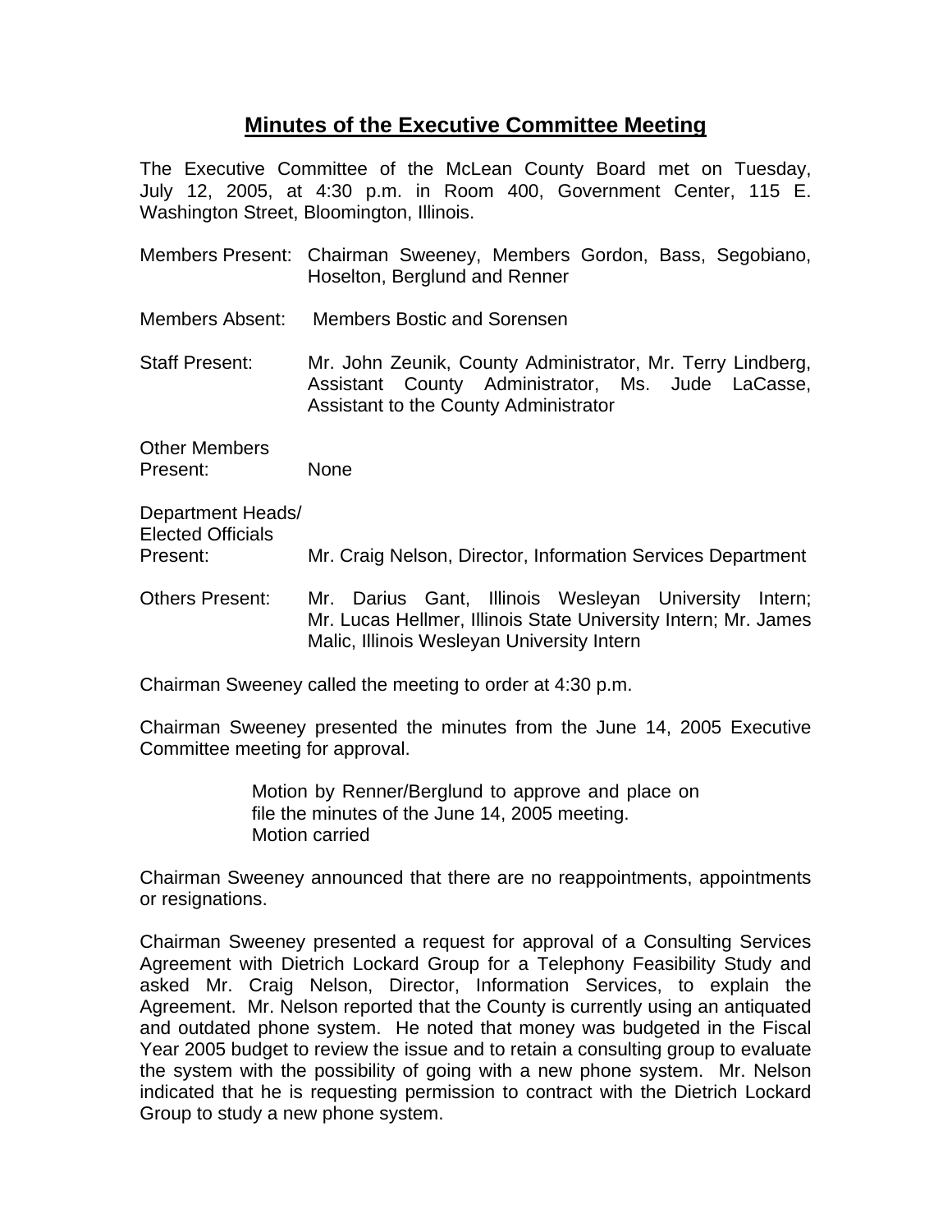# Minutes of the Executive Committee Meeting

The Executive Committee of the McLean County Board met on Tuesday, July 12, 2005, at 4:30 p.m. in Room 400, Government Center, 115 E. Washington Street, Bloomington, Illinois.

Members Present: Chairman Sweeney, Members Gordon, Bass, Segobiano, Hoselton, Berglund and Renner

Members Absent: Members Bostic and Sorensen

Staff Present: Mr. John Zeunik, County Administrator, Mr. Terry Lindberg, Assistant County Administrator, Ms. Jude LaCasse, Assistant to the County Administrator

Other Members Present: None

Department Heads/ Elected Officials Present: Mr. Craig Nelson, Director, Information Services Department

Others Present: Mr. Darius Gant, Illinois Wesleyan University Intern; Mr. Lucas Hellmer, Illinois State University Intern; Mr. James Malic, Illinois Wesleyan University Intern

Chairman Sweeney called the meeting to order at 4:30 p.m.

Chairman Sweeney presented the minutes from the June 14, 2005 Executive Committee meeting for approval.

> Motion by Renner/Berglund to approve and place on file the minutes of the June 14, 2005 meeting.
> Motion carried

Chairman Sweeney announced that there are no reappointments, appointments or resignations.

Chairman Sweeney presented a request for approval of a Consulting Services Agreement with Dietrich Lockard Group for a Telephony Feasibility Study and asked Mr. Craig Nelson, Director, Information Services, to explain the Agreement. Mr. Nelson reported that the County is currently using an antiquated and outdated phone system. He noted that money was budgeted in the Fiscal Year 2005 budget to review the issue and to retain a consulting group to evaluate the system with the possibility of going with a new phone system. Mr. Nelson indicated that he is requesting permission to contract with the Dietrich Lockard Group to study a new phone system.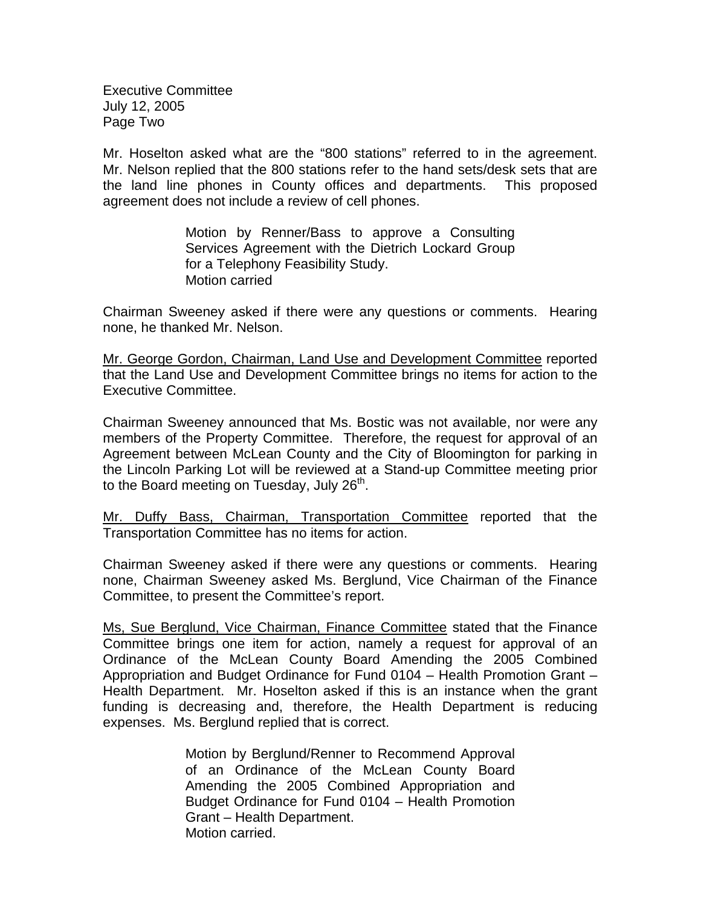Mr. Hoselton asked what are the "800 stations" referred to in the agreement. Mr. Nelson replied that the 800 stations refer to the hand sets/desk sets that are the land line phones in County offices and departments. This proposed agreement does not include a review of cell phones.

> Motion by Renner/Bass to approve a Consulting Services Agreement with the Dietrich Lockard Group for a Telephony Feasibility Study.
> Motion carried

Chairman Sweeney asked if there were any questions or comments. Hearing none, he thanked Mr. Nelson.

Mr. George Gordon, Chairman, Land Use and Development Committee reported that the Land Use and Development Committee brings no items for action to the Executive Committee.

Chairman Sweeney announced that Ms. Bostic was not available, nor were any members of the Property Committee. Therefore, the request for approval of an Agreement between McLean County and the City of Bloomington for parking in the Lincoln Parking Lot will be reviewed at a Stand-up Committee meeting prior to the Board meeting on Tuesday, July 26th.

Mr. Duffy Bass, Chairman, Transportation Committee reported that the Transportation Committee has no items for action.

Chairman Sweeney asked if there were any questions or comments. Hearing none, Chairman Sweeney asked Ms. Berglund, Vice Chairman of the Finance Committee, to present the Committee's report.

Ms, Sue Berglund, Vice Chairman, Finance Committee stated that the Finance Committee brings one item for action, namely a request for approval of an Ordinance of the McLean County Board Amending the 2005 Combined Appropriation and Budget Ordinance for Fund 0104 – Health Promotion Grant – Health Department. Mr. Hoselton asked if this is an instance when the grant funding is decreasing and, therefore, the Health Department is reducing expenses. Ms. Berglund replied that is correct.

> Motion by Berglund/Renner to Recommend Approval of an Ordinance of the McLean County Board Amending the 2005 Combined Appropriation and Budget Ordinance for Fund 0104 – Health Promotion Grant – Health Department.
> Motion carried.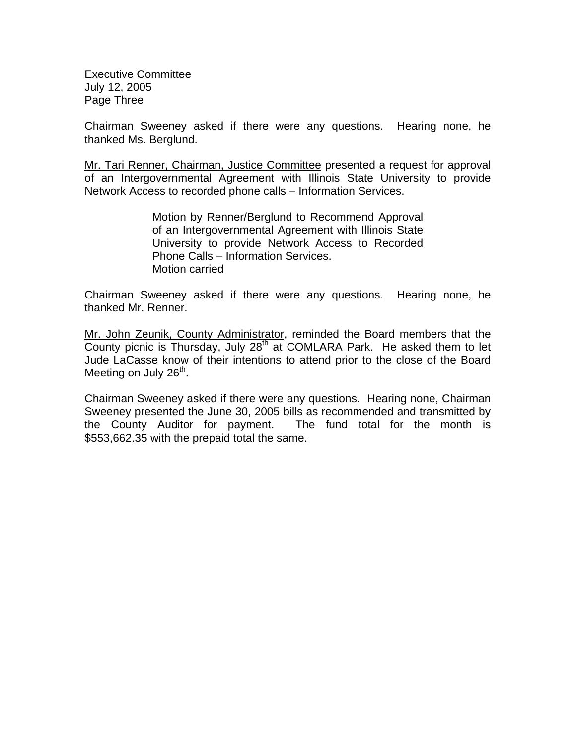Chairman Sweeney asked if there were any questions. Hearing none, he thanked Ms. Berglund.

Mr. Tari Renner, Chairman, Justice Committee presented a request for approval of an Intergovernmental Agreement with Illinois State University to provide Network Access to recorded phone calls – Information Services.

> Motion by Renner/Berglund to Recommend Approval of an Intergovernmental Agreement with Illinois State University to provide Network Access to Recorded Phone Calls – Information Services.
> Motion carried

Chairman Sweeney asked if there were any questions. Hearing none, he thanked Mr. Renner.

Mr. John Zeunik, County Administrator, reminded the Board members that the County picnic is Thursday, July 28th at COMLARA Park. He asked them to let Jude LaCasse know of their intentions to attend prior to the close of the Board Meeting on July 26th.

Chairman Sweeney asked if there were any questions. Hearing none, Chairman Sweeney presented the June 30, 2005 bills as recommended and transmitted by the County Auditor for payment. The fund total for the month is $553,662.35 with the prepaid total the same.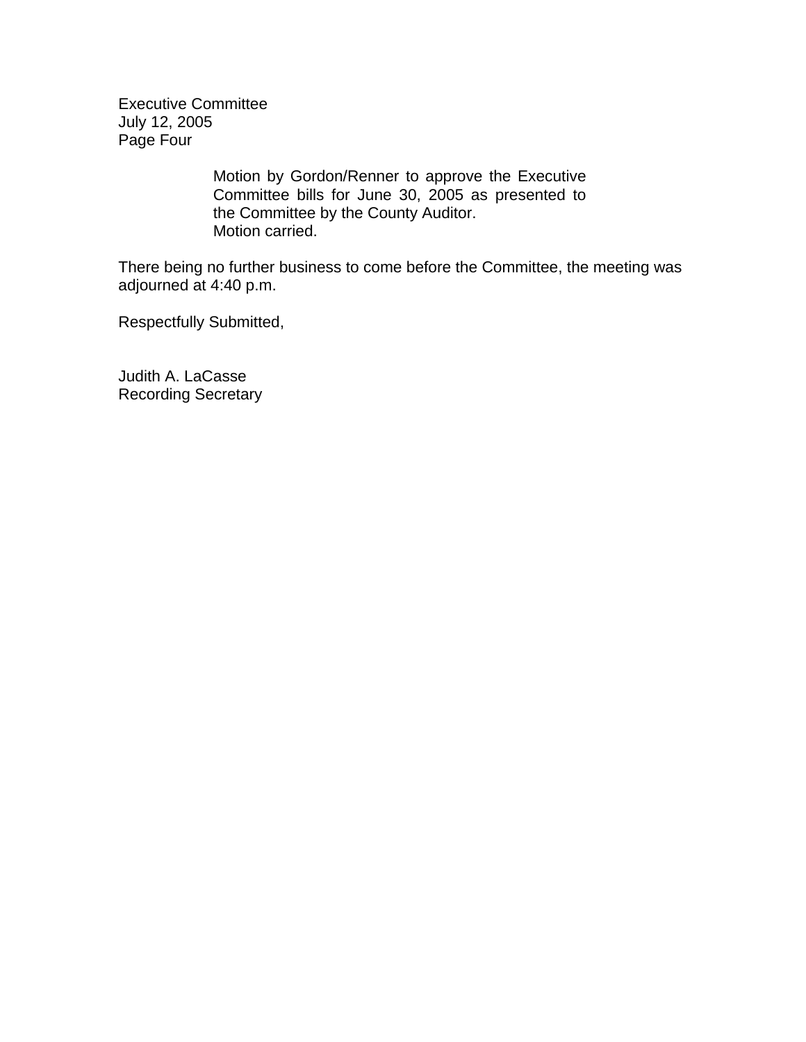Motion by Gordon/Renner to approve the Executive Committee bills for June 30, 2005 as presented to the Committee by the County Auditor.
Motion carried.

There being no further business to come before the Committee, the meeting was adjourned at 4:40 p.m.

Respectfully Submitted,

Judith A. LaCasse
Recording Secretary